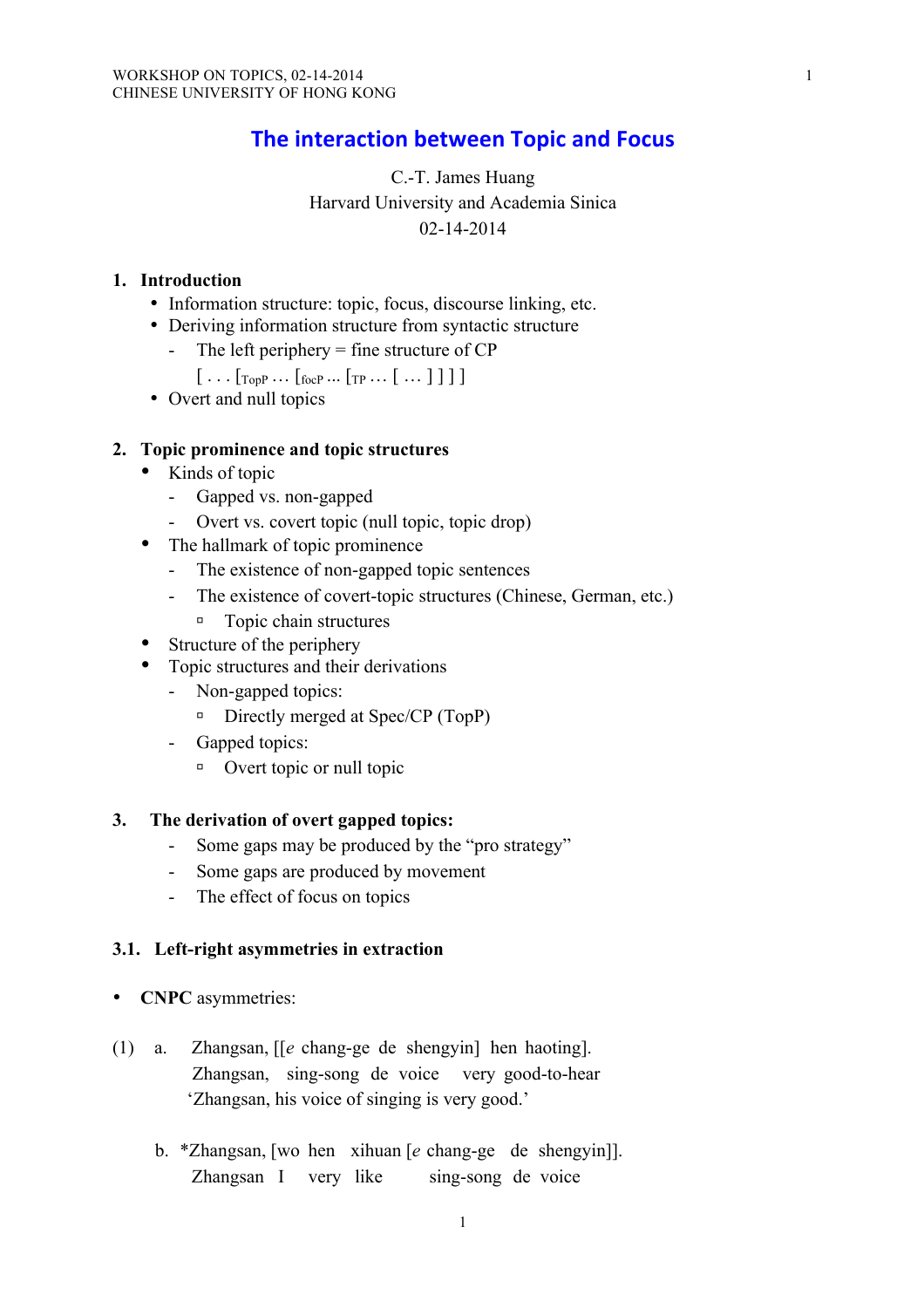# The interaction between Topic and Focus

C.-T. James Huang
Harvard University and Academia Sinica
02-14-2014

## 1. Introduction

- Information structure: topic, focus, discourse linking, etc.
- Deriving information structure from syntactic structure
  - The left periphery = fine structure of CP

    [ . . . [$_{TopP}$ … [$_{focP}$ ... [$_{TP}$ … [ … ] ] ] ]
- Overt and null topics

## 2. Topic prominence and topic structures

- Kinds of topic
  - Gapped vs. non-gapped
  - Overt vs. covert topic (null topic, topic drop)
- The hallmark of topic prominence
  - The existence of non-gapped topic sentences
  - The existence of covert-topic structures (Chinese, German, etc.)
    - Topic chain structures
- Structure of the periphery
- Topic structures and their derivations
  - Non-gapped topics:
    - Directly merged at Spec/CP (TopP)
  - Gapped topics:
    - Overt topic or null topic

## 3. The derivation of overt gapped topics:

- Some gaps may be produced by the "pro strategy"
- Some gaps are produced by movement
- The effect of focus on topics

### 3.1. Left-right asymmetries in extraction

- **CNPC** asymmetries:

(1) a. Zhangsan, [[*e* chang-ge de shengyin] hen haoting].
Zhangsan, sing-song de voice very good-to-hear
'Zhangsan, his voice of singing is very good.'

b. *Zhangsan, [wo hen xihuan [*e* chang-ge de shengyin]].
Zhangsan I very like sing-song de voice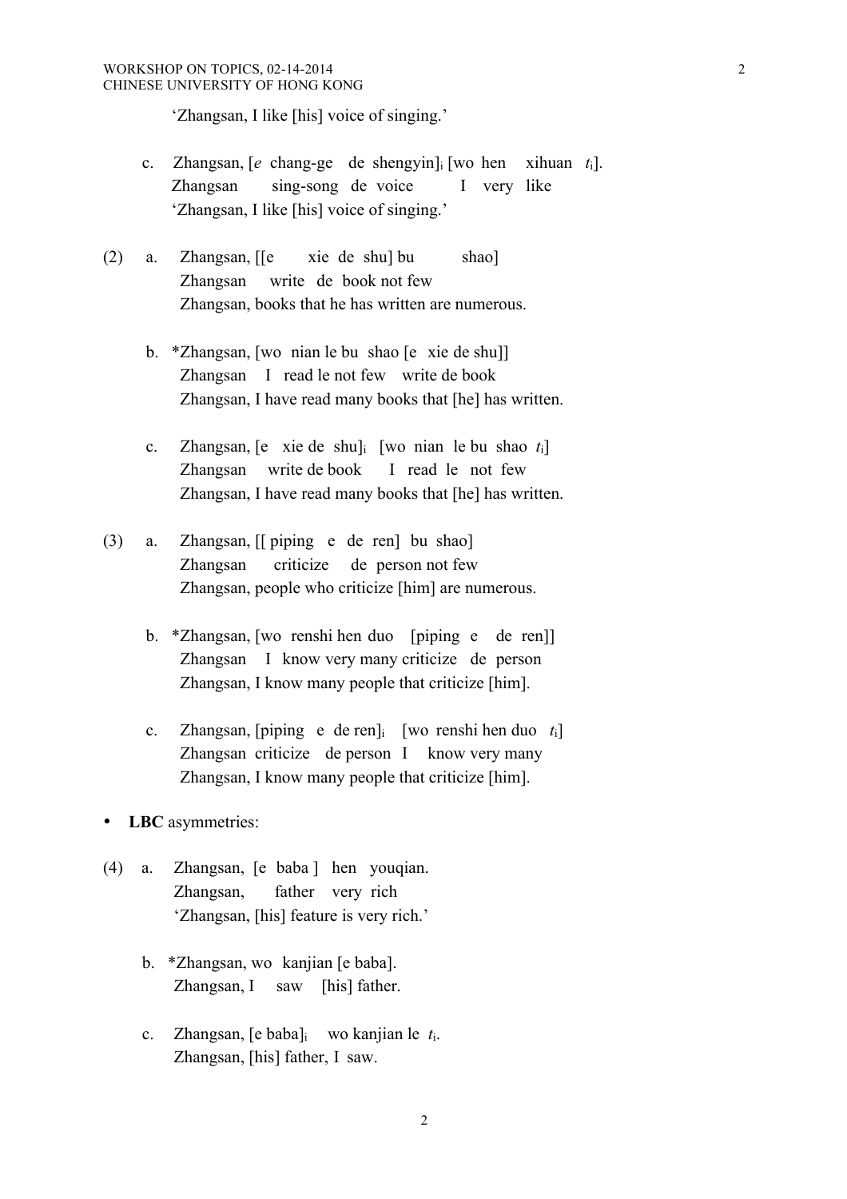'Zhangsan, I like [his] voice of singing.'

c. Zhangsan, [*e* chang-ge de shengyin]$_i$ [wo hen xihuan *t*$_i$].
   Zhangsan sing-song de voice I very like
   'Zhangsan, I like [his] voice of singing.'

(2) a. Zhangsan, [[e xie de shu] bu shao]
   Zhangsan write de book not few
   Zhangsan, books that he has written are numerous.

b. *Zhangsan, [wo nian le bu shao [e xie de shu]]
   Zhangsan I read le not few write de book
   Zhangsan, I have read many books that [he] has written.

c. Zhangsan, [e xie de shu]$_i$ [wo nian le bu shao *t*$_i$]
   Zhangsan write de book I read le not few
   Zhangsan, I have read many books that [he] has written.

(3) a. Zhangsan, [[ piping e de ren] bu shao]
   Zhangsan criticize de person not few
   Zhangsan, people who criticize [him] are numerous.

b. *Zhangsan, [wo renshi hen duo [piping e de ren]]
   Zhangsan I know very many criticize de person
   Zhangsan, I know many people that criticize [him].

c. Zhangsan, [piping e de ren]$_i$ [wo renshi hen duo *t*$_i$]
   Zhangsan criticize de person I know very many
   Zhangsan, I know many people that criticize [him].

- **LBC** asymmetries:

(4) a. Zhangsan, [e baba ] hen youqian.
   Zhangsan, father very rich
   'Zhangsan, [his] feature is very rich.'

b. *Zhangsan, wo kanjian [e baba].
   Zhangsan, I saw [his] father.

c. Zhangsan, [e baba]$_i$ wo kanjian le *t*$_i$.
   Zhangsan, [his] father, I saw.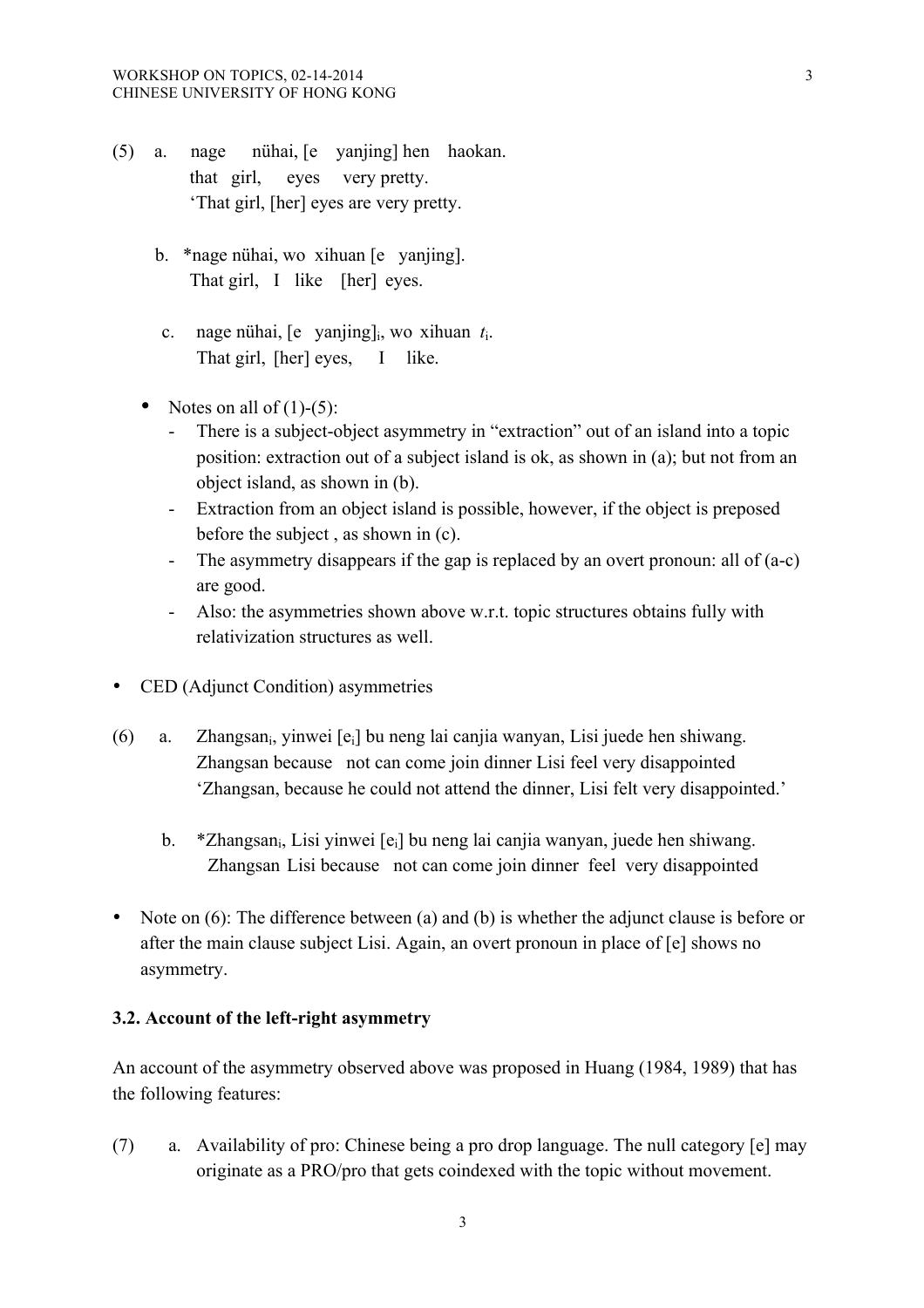(5) a. nage nühai, [e yanjing] hen haokan.
   that girl, eyes very pretty.
   'That girl, [her] eyes are very pretty.

 b. *nage nühai, wo xihuan [e yanjing].
   That girl, I like [her] eyes.

 c. nage nühai, [e yanjing]$_i$, wo xihuan $t_i$.
   That girl, [her] eyes, I like.

- Notes on all of (1)-(5):
  - There is a subject-object asymmetry in "extraction" out of an island into a topic position: extraction out of a subject island is ok, as shown in (a); but not from an object island, as shown in (b).
  - Extraction from an object island is possible, however, if the object is preposed before the subject , as shown in (c).
  - The asymmetry disappears if the gap is replaced by an overt pronoun: all of (a-c) are good.
  - Also: the asymmetries shown above w.r.t. topic structures obtains fully with relativization structures as well.

- CED (Adjunct Condition) asymmetries

(6) a. Zhangsan$_i$, yinwei [e$_i$] bu neng lai canjia wanyan, Lisi juede hen shiwang.
   Zhangsan because not can come join dinner Lisi feel very disappointed
   'Zhangsan, because he could not attend the dinner, Lisi felt very disappointed.'

 b. *Zhangsan$_i$, Lisi yinwei [e$_i$] bu neng lai canjia wanyan, juede hen shiwang.
   Zhangsan Lisi because not can come join dinner feel very disappointed

- Note on (6): The difference between (a) and (b) is whether the adjunct clause is before or after the main clause subject Lisi. Again, an overt pronoun in place of [e] shows no asymmetry.

### 3.2. Account of the left-right asymmetry

An account of the asymmetry observed above was proposed in Huang (1984, 1989) that has the following features:

(7) a. Availability of pro: Chinese being a pro drop language. The null category [e] may originate as a PRO/pro that gets coindexed with the topic without movement.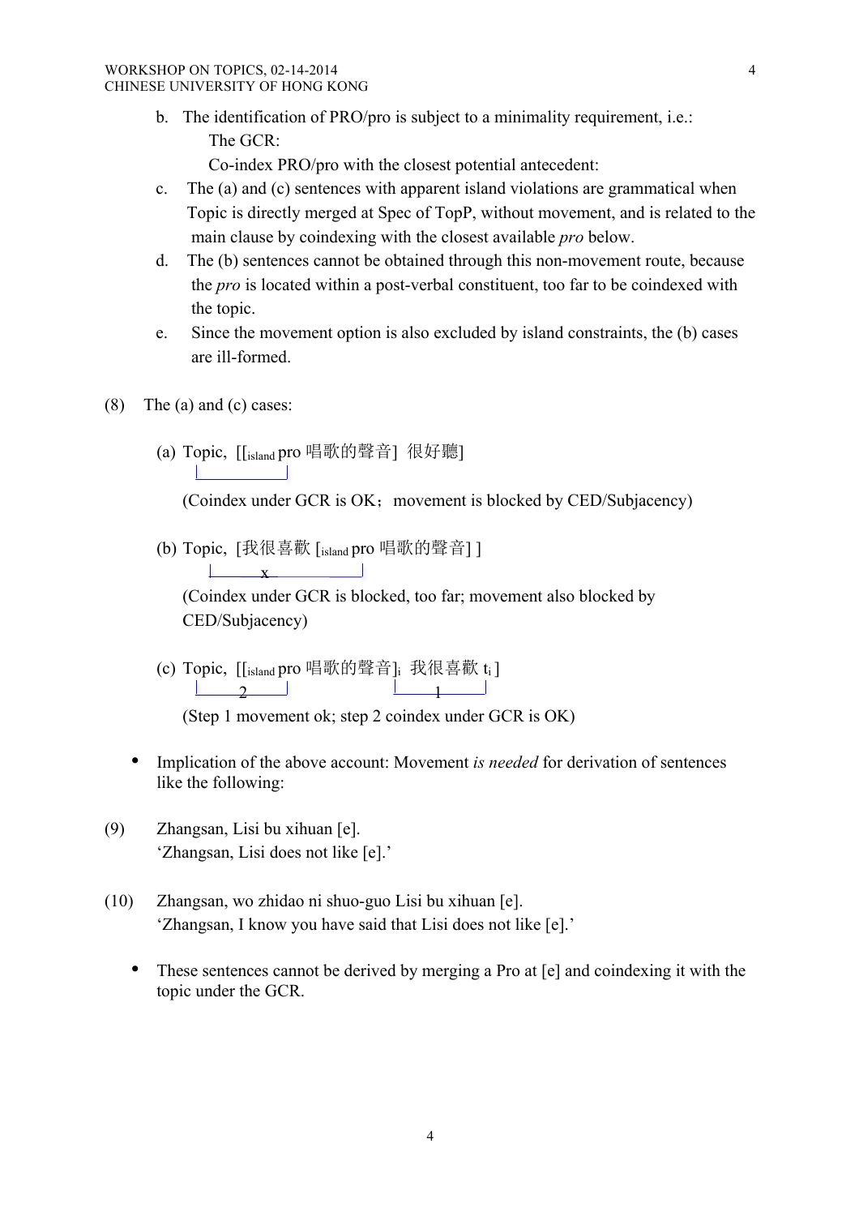b. The identification of PRO/pro is subject to a minimality requirement, i.e.:

   The GCR:

   Co-index PRO/pro with the closest potential antecedent:

c. The (a) and (c) sentences with apparent island violations are grammatical when Topic is directly merged at Spec of TopP, without movement, and is related to the main clause by coindexing with the closest available *pro* below.

d. The (b) sentences cannot be obtained through this non-movement route, because the *pro* is located within a post-verbal constituent, too far to be coindexed with the topic.

e. Since the movement option is also excluded by island constraints, the (b) cases are ill-formed.

(8) The (a) and (c) cases:

(a) Topic, [[$_{island}$ pro 唱歌的聲音] 很好聽]

(Coindex under GCR is OK；movement is blocked by CED/Subjacency)

(b) Topic, [我很喜歡 [$_{island}$ pro 唱歌的聲音] ]

x

(Coindex under GCR is blocked, too far; movement also blocked by CED/Subjacency)

(c) Topic, [[$_{island}$ pro 唱歌的聲音]$_i$ 我很喜歡 $t_i$ ]

2 1

(Step 1 movement ok; step 2 coindex under GCR is OK)

- Implication of the above account: Movement *is needed* for derivation of sentences like the following:

(9) Zhangsan, Lisi bu xihuan [e].
'Zhangsan, Lisi does not like [e].'

(10) Zhangsan, wo zhidao ni shuo-guo Lisi bu xihuan [e].
'Zhangsan, I know you have said that Lisi does not like [e].'

- These sentences cannot be derived by merging a Pro at [e] and coindexing it with the topic under the GCR.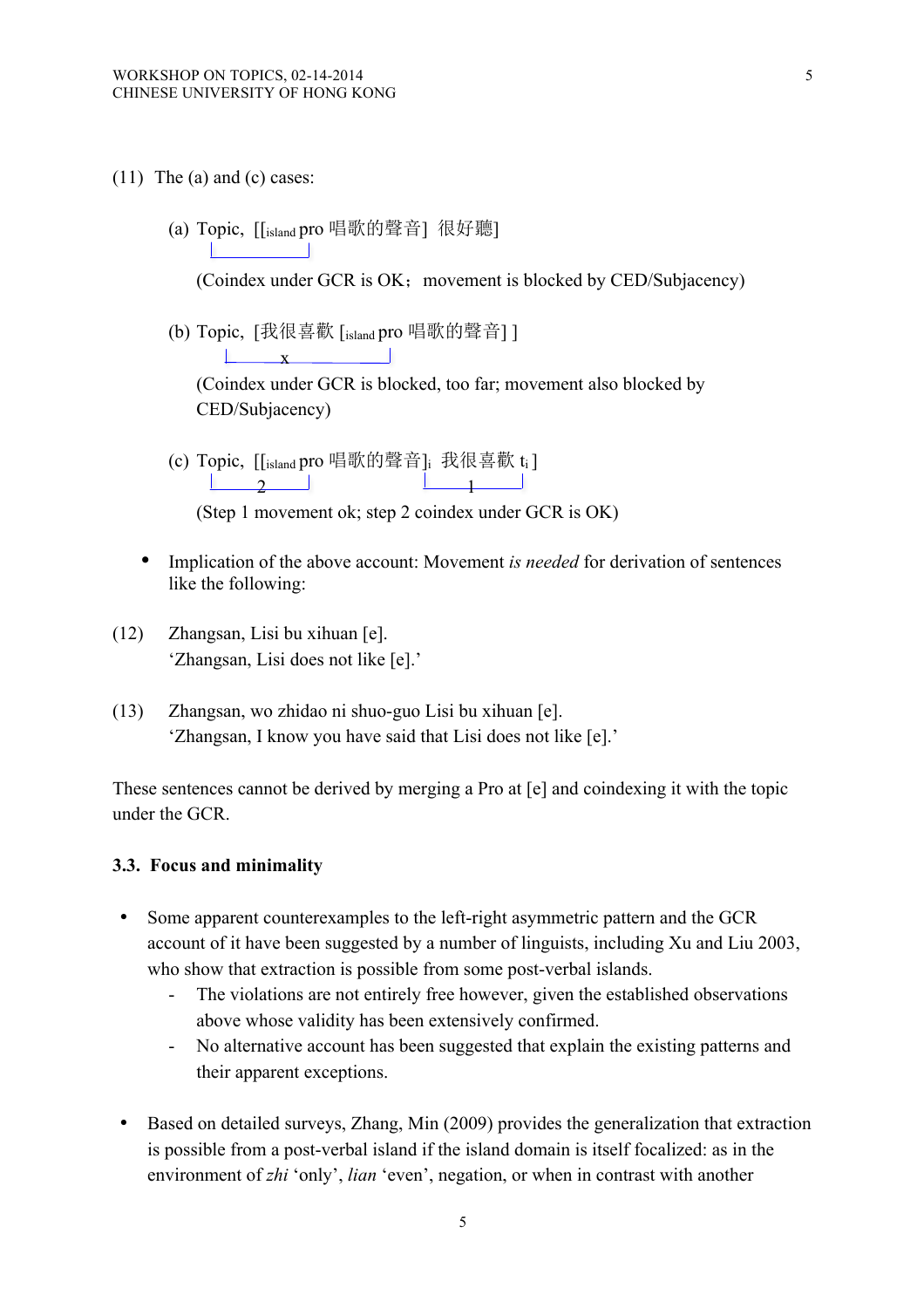(11) The (a) and (c) cases:

(a) Topic, [[$_{island}$ pro 唱歌的聲音] 很好聽]

(Coindex under GCR is OK; movement is blocked by CED/Subjacency)

(b) Topic, [我很喜歡 [$_{island}$ pro 唱歌的聲音] ]

x

(Coindex under GCR is blocked, too far; movement also blocked by CED/Subjacency)

(c) Topic, [[$_{island}$ pro 唱歌的聲音]$_i$ 我很喜歡 $t_i$ ]

2 1

(Step 1 movement ok; step 2 coindex under GCR is OK)

- Implication of the above account: Movement *is needed* for derivation of sentences like the following:

(12) Zhangsan, Lisi bu xihuan [e].
'Zhangsan, Lisi does not like [e].'

(13) Zhangsan, wo zhidao ni shuo-guo Lisi bu xihuan [e].
'Zhangsan, I know you have said that Lisi does not like [e].'

These sentences cannot be derived by merging a Pro at [e] and coindexing it with the topic under the GCR.

### 3.3. Focus and minimality

- Some apparent counterexamples to the left-right asymmetric pattern and the GCR account of it have been suggested by a number of linguists, including Xu and Liu 2003, who show that extraction is possible from some post-verbal islands.
  - The violations are not entirely free however, given the established observations above whose validity has been extensively confirmed.
  - No alternative account has been suggested that explain the existing patterns and their apparent exceptions.

- Based on detailed surveys, Zhang, Min (2009) provides the generalization that extraction is possible from a post-verbal island if the island domain is itself focalized: as in the environment of *zhi* 'only', *lian* 'even', negation, or when in contrast with another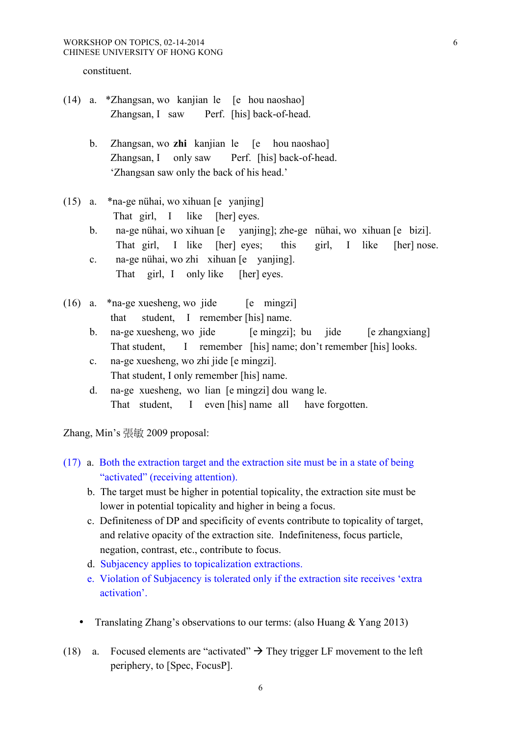constituent.

(14) a. *Zhangsan, wo kanjian le [e hou naoshao]
Zhangsan, I saw Perf. [his] back-of-head.

b. Zhangsan, wo **zhi** kanjian le [e hou naoshao]
Zhangsan, I only saw Perf. [his] back-of-head.
'Zhangsan saw only the back of his head.'

(15) a. *na-ge nühai, wo xihuan [e yanjing]
That girl, I like [her] eyes.

b. na-ge nühai, wo xihuan [e yanjing]; zhe-ge nühai, wo xihuan [e bizi].
That girl, I like [her] eyes; this girl, I like [her] nose.

c. na-ge nühai, wo zhi xihuan [e yanjing].
That girl, I only like [her] eyes.

(16) a. *na-ge xuesheng, wo jide [e mingzi]
that student, I remember [his] name.

b. na-ge xuesheng, wo jide [e mingzi]; bu jide [e zhangxiang]
That student, I remember [his] name; don't remember [his] looks.

c. na-ge xuesheng, wo zhi jide [e mingzi].
That student, I only remember [his] name.

d. na-ge xuesheng, wo lian [e mingzi] dou wang le.
That student, I even [his] name all have forgotten.

Zhang, Min's 張敏 2009 proposal:

(17) a. Both the extraction target and the extraction site must be in a state of being "activated" (receiving attention).

b. The target must be higher in potential topicality, the extraction site must be lower in potential topicality and higher in being a focus.

c. Definiteness of DP and specificity of events contribute to topicality of target, and relative opacity of the extraction site. Indefiniteness, focus particle, negation, contrast, etc., contribute to focus.

d. Subjacency applies to topicalization extractions.

e. Violation of Subjacency is tolerated only if the extraction site receives 'extra activation'.

- Translating Zhang's observations to our terms: (also Huang & Yang 2013)

(18) a. Focused elements are "activated" → They trigger LF movement to the left periphery, to [Spec, FocusP].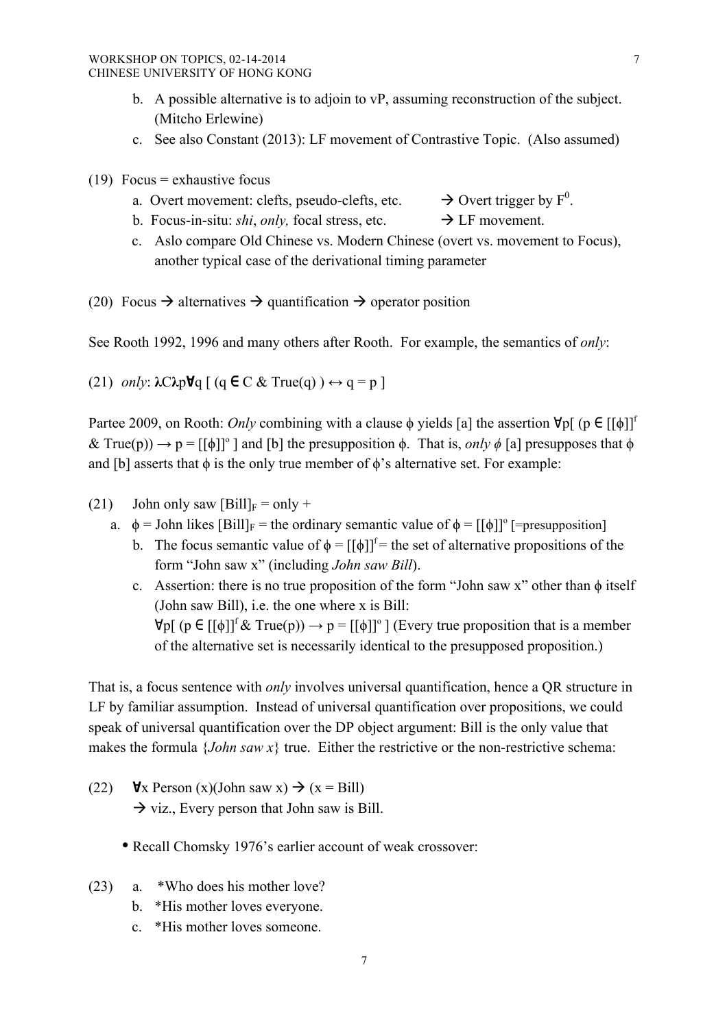b. A possible alternative is to adjoin to vP, assuming reconstruction of the subject. (Mitcho Erlewine)

c. See also Constant (2013): LF movement of Contrastive Topic. (Also assumed)

(19) Focus = exhaustive focus

a. Overt movement: clefts, pseudo-clefts, etc. → Overt trigger by $F^0$.

b. Focus-in-situ: *shi*, *only,* focal stress, etc. → LF movement.

c. Aslo compare Old Chinese vs. Modern Chinese (overt vs. movement to Focus), another typical case of the derivational timing parameter

(20) Focus → alternatives → quantification → operator position

See Rooth 1992, 1996 and many others after Rooth. For example, the semantics of *only*:

(21) *only*: $\lambda C \lambda p \forall q\ [\ (q \in C\ \&\ True(q)\ ) \leftrightarrow q = p\ ]$

Partee 2009, on Rooth: *Only* combining with a clause $\phi$ yields [a] the assertion $\forall p[\ (p \in [[\phi]]^f\ \&\ True(p)) \rightarrow p = [[\phi]]^o\ ]$ and [b] the presupposition $\phi$. That is, *only* $\phi$ [a] presupposes that $\phi$ and [b] asserts that $\phi$ is the only true member of $\phi$'s alternative set. For example:

(21) John only saw $[Bill]_F$ = only +

a. $\phi$ = John likes $[Bill]_F$ = the ordinary semantic value of $\phi = [[\phi]]^o$ [=presupposition]

b. The focus semantic value of $\phi = [[\phi]]^f$ = the set of alternative propositions of the form "John saw x" (including *John saw Bill*).

c. Assertion: there is no true proposition of the form "John saw x" other than $\phi$ itself (John saw Bill), i.e. the one where x is Bill:
$\forall p[\ (p \in [[\phi]]^f\ \&\ True(p)) \rightarrow p = [[\phi]]^o\ ]$ (Every true proposition that is a member of the alternative set is necessarily identical to the presupposed proposition.)

That is, a focus sentence with *only* involves universal quantification, hence a QR structure in LF by familiar assumption. Instead of universal quantification over propositions, we could speak of universal quantification over the DP object argument: Bill is the only value that makes the formula {*John saw x*} true. Either the restrictive or the non-restrictive schema:

(22) $\forall x$ Person (x)(John saw x) → (x = Bill)
→ viz., Every person that John saw is Bill.

- Recall Chomsky 1976's earlier account of weak crossover:

(23) a. *Who does his mother love?

b. *His mother loves everyone.

c. *His mother loves someone.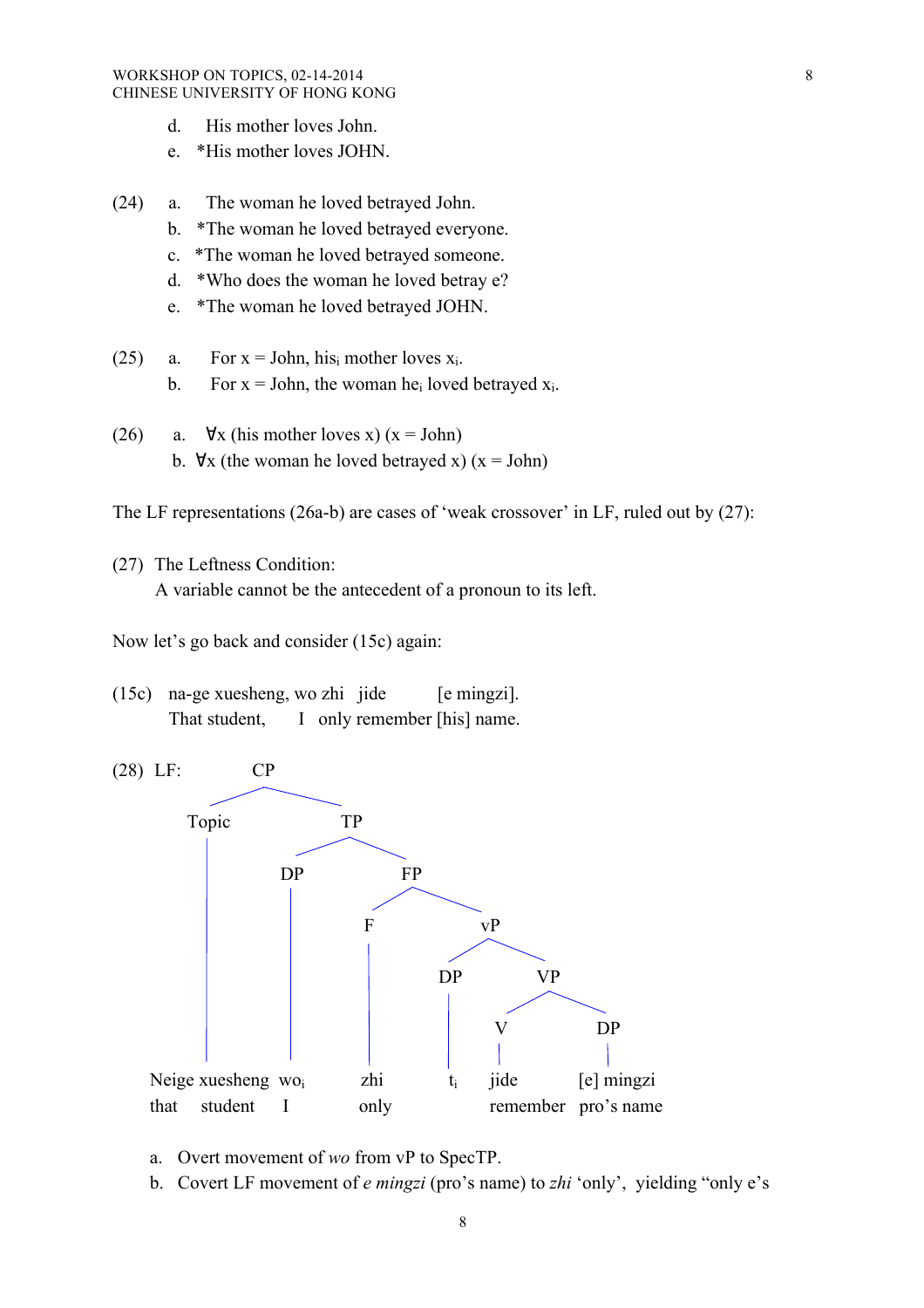d. His mother loves John.
e. *His mother loves JOHN.

(24) a. The woman he loved betrayed John.
b. *The woman he loved betrayed everyone.
c. *The woman he loved betrayed someone.
d. *Who does the woman he loved betray e?
e. *The woman he loved betrayed JOHN.

(25) a. For x = John, his$_i$ mother loves x$_i$.
b. For x = John, the woman he$_i$ loved betrayed x$_i$.

(26) a. ∀x (his mother loves x) (x = John)
b. ∀x (the woman he loved betrayed x) (x = John)

The LF representations (26a-b) are cases of 'weak crossover' in LF, ruled out by (27):

(27) The Leftness Condition:
A variable cannot be the antecedent of a pronoun to its left.

Now let's go back and consider (15c) again:

(15c) na-ge xuesheng, wo zhi jide [e mingzi].
That student, I only remember [his] name.

(28) LF:

```
CP
├── Topic
│   └── Neige xuesheng (that student)
└── TP
    ├── DP
    │   └── wo_i (I)
    └── FP
        ├── F
        │   └── zhi (only)
        └── vP
            ├── DP
            │   └── t_i
            └── VP
                ├── V
                │   └── jide (remember)
                └── DP
                    └── [e] mingzi (pro's name)
```

a. Overt movement of *wo* from vP to SpecTP.
b. Covert LF movement of *e mingzi* (pro's name) to *zhi* 'only', yielding "only e's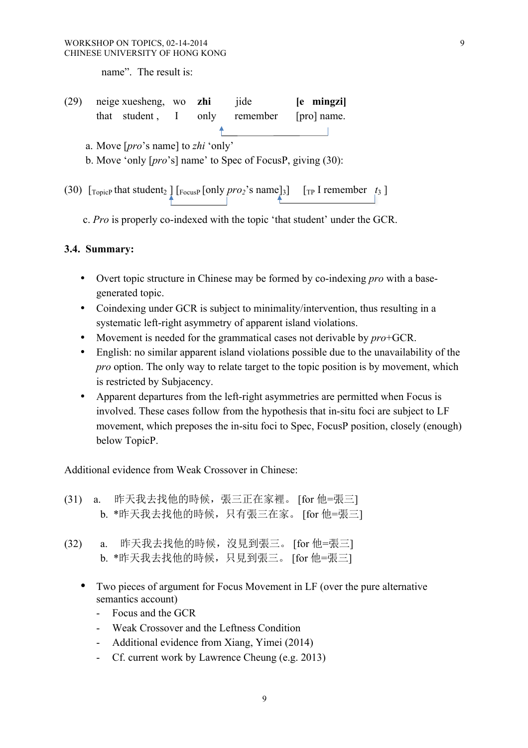name". The result is:

(29) neige xuesheng, wo **zhi** jide **[e mingzi]**
 that student , I only remember [pro] name.

a. Move [*pro*'s name] to *zhi* 'only'
b. Move 'only [*pro*'s] name' to Spec of FocusP, giving (30):

(30) [$_{TopicP}$ that student$_2$ ] [$_{FocusP}$ [only *pro$_2$*'s name]$_3$] [$_{TP}$ I remember $t_3$ ]

c. *Pro* is properly co-indexed with the topic 'that student' under the GCR.

### 3.4. Summary:

- Overt topic structure in Chinese may be formed by co-indexing *pro* with a base-generated topic.
- Coindexing under GCR is subject to minimality/intervention, thus resulting in a systematic left-right asymmetry of apparent island violations.
- Movement is needed for the grammatical cases not derivable by *pro*+GCR.
- English: no similar apparent island violations possible due to the unavailability of the *pro* option. The only way to relate target to the topic position is by movement, which is restricted by Subjacency.
- Apparent departures from the left-right asymmetries are permitted when Focus is involved. These cases follow from the hypothesis that in-situ foci are subject to LF movement, which preposes the in-situ foci to Spec, FocusP position, closely (enough) below TopicP.

Additional evidence from Weak Crossover in Chinese:

(31) a. 昨天我去找他的時候，張三正在家裡。 [for 他=張三]
 b. *昨天我去找他的時候，只有張三在家。 [for 他=張三]

(32) a. 昨天我去找他的時候，沒見到張三。 [for 他=張三]
 b. *昨天我去找他的時候，只見到張三。 [for 他=張三]

- Two pieces of argument for Focus Movement in LF (over the pure alternative semantics account)
  - Focus and the GCR
  - Weak Crossover and the Leftness Condition
  - Additional evidence from Xiang, Yimei (2014)
  - Cf. current work by Lawrence Cheung (e.g. 2013)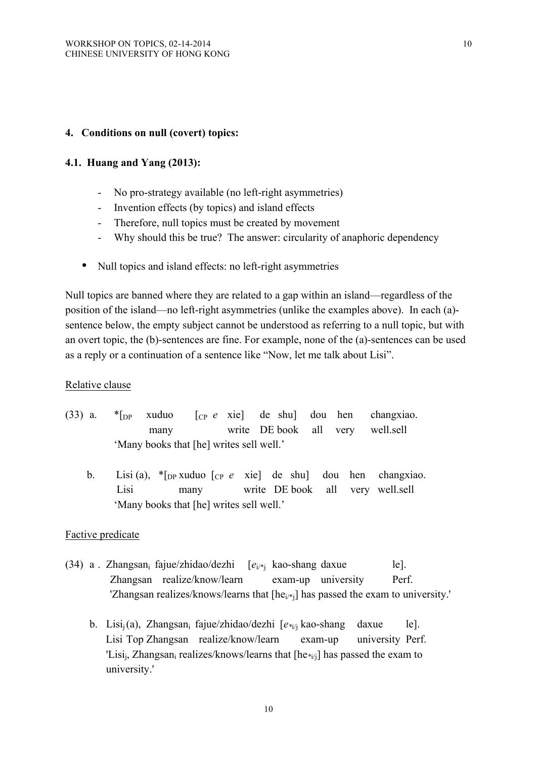## 4. Conditions on null (covert) topics:

### 4.1. Huang and Yang (2013):

- No pro-strategy available (no left-right asymmetries)
- Invention effects (by topics) and island effects
- Therefore, null topics must be created by movement
- Why should this be true? The answer: circularity of anaphoric dependency

- Null topics and island effects: no left-right asymmetries

Null topics are banned where they are related to a gap within an island—regardless of the position of the island—no left-right asymmetries (unlike the examples above). In each (a)-sentence below, the empty subject cannot be understood as referring to a null topic, but with an overt topic, the (b)-sentences are fine. For example, none of the (a)-sentences can be used as a reply or a continuation of a sentence like "Now, let me talk about Lisi".

Relative clause

(33) a. *[$_{DP}$ xuduo [$_{CP}$ *e* xie] de shu] dou hen changxiao.
many write DE book all very well.sell
'Many books that [he] writes sell well.'

b. Lisi (a), *[$_{DP}$ xuduo [$_{CP}$ *e* xie] de shu] dou hen changxiao.
Lisi many write DE book all very well.sell
'Many books that [he] writes sell well.'

Factive predicate

(34) a. Zhangsan$_i$ fajue/zhidao/dezhi [$e_{i/*j}$ kao-shang daxue le].
Zhangsan realize/know/learn exam-up university Perf.
'Zhangsan realizes/knows/learns that [he$_{i/*j}$] has passed the exam to university.'

b. Lisi$_j$ (a), Zhangsan$_i$ fajue/zhidao/dezhi [$e_{*i/j}$ kao-shang daxue le].
Lisi Top Zhangsan realize/know/learn exam-up university Perf.
'Lisi$_j$, Zhangsan$_i$ realizes/knows/learns that [he$_{*i/j}$] has passed the exam to university.'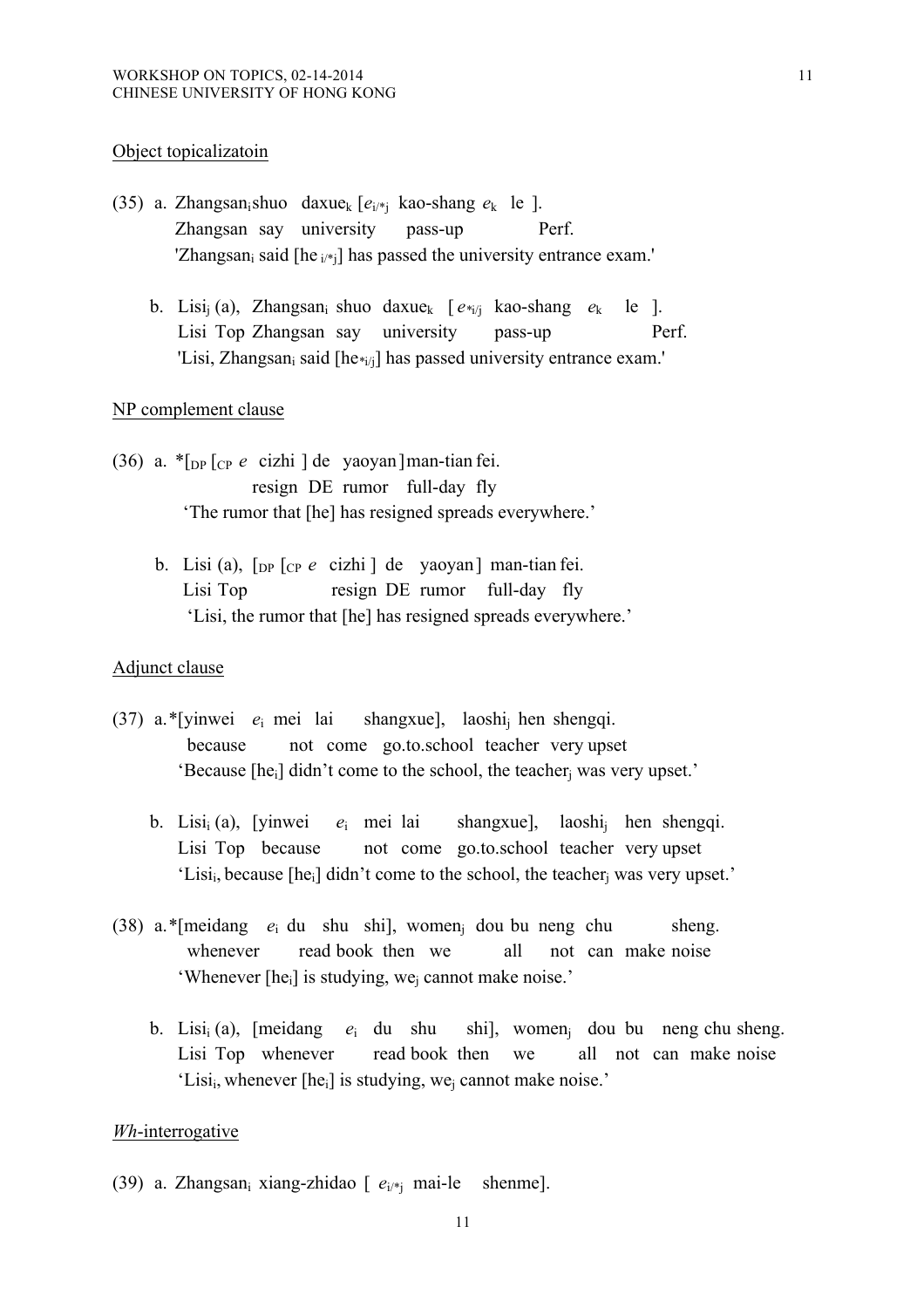Object topicalizatoin

(35) a. Zhangsan$_i$ shuo daxue$_k$ [$e_{i/*j}$ kao-shang $e_k$ le ].
   Zhangsan say university pass-up Perf.
   'Zhangsan$_i$ said [he $_{i/*j}$] has passed the university entrance exam.'

b. Lisi$_j$ (a), Zhangsan$_i$ shuo daxue$_k$ [ $e_{*i/j}$ kao-shang $e_k$ le ].
   Lisi Top Zhangsan say university pass-up Perf.
   'Lisi, Zhangsan$_i$ said [he$_{*i/j}$] has passed university entrance exam.'

NP complement clause

(36) a. *[$_{DP}$ [$_{CP}$ $e$ cizhi ] de yaoyan ] man-tian fei.
   resign DE rumor full-day fly
   'The rumor that [he] has resigned spreads everywhere.'

b. Lisi (a), [$_{DP}$ [$_{CP}$ $e$ cizhi ] de yaoyan ] man-tian fei.
   Lisi Top resign DE rumor full-day fly
   'Lisi, the rumor that [he] has resigned spreads everywhere.'

Adjunct clause

(37) a.*[yinwei $e_i$ mei lai shangxue], laoshi$_j$ hen shengqi.
   because not come go.to.school teacher very upset
   'Because [he$_i$] didn't come to the school, the teacher$_j$ was very upset.'

b. Lisi$_i$ (a), [yinwei $e_i$ mei lai shangxue], laoshi$_j$ hen shengqi.
   Lisi Top because not come go.to.school teacher very upset
   'Lisi$_i$, because [he$_i$] didn't come to the school, the teacher$_j$ was very upset.'

(38) a.*[meidang $e_i$ du shu shi], women$_j$ dou bu neng chu sheng.
   whenever read book then we all not can make noise
   'Whenever [he$_i$] is studying, we$_j$ cannot make noise.'

b. Lisi$_i$ (a), [meidang $e_i$ du shu shi], women$_j$ dou bu neng chu sheng.
   Lisi Top whenever read book then we all not can make noise
   'Lisi$_i$, whenever [he$_i$] is studying, we$_j$ cannot make noise.'

*Wh*-interrogative

(39) a. Zhangsan$_i$ xiang-zhidao [ $e_{i/*j}$ mai-le shenme].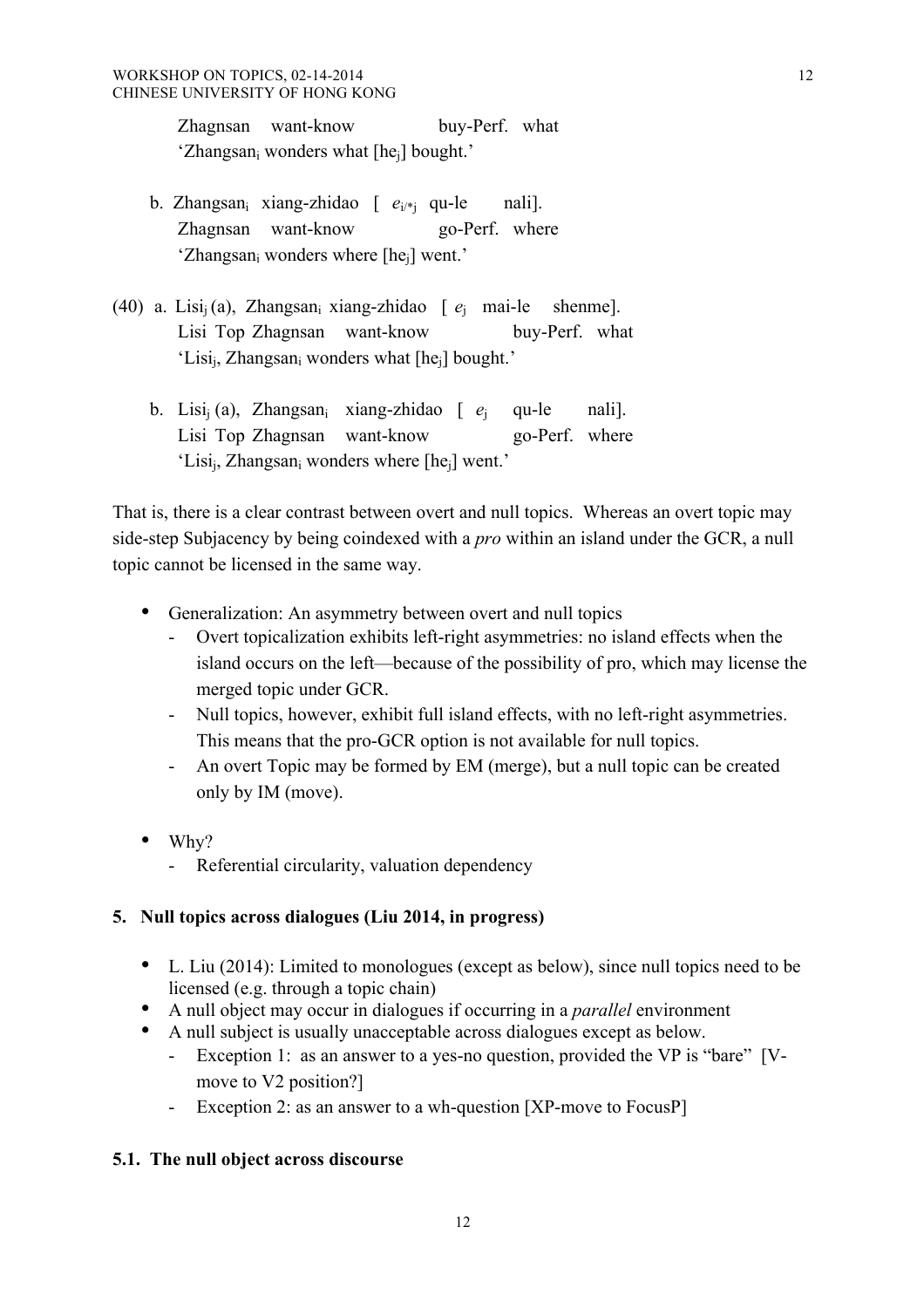Zhagnsan want-know buy-Perf. what
'Zhangsan$_i$ wonders what [he$_j$] bought.'

b. Zhangsan$_i$ xiang-zhidao [ $e_{i/*j}$ qu-le nali].
Zhagnsan want-know go-Perf. where
'Zhangsan$_i$ wonders where [he$_j$] went.'

(40) a. Lisi$_j$ (a), Zhangsan$_i$ xiang-zhidao [ $e_j$ mai-le shenme].
Lisi Top Zhagnsan want-know buy-Perf. what
'Lisi$_j$, Zhangsan$_i$ wonders what [he$_j$] bought.'

b. Lisi$_j$ (a), Zhangsan$_i$ xiang-zhidao [ $e_j$ qu-le nali].
Lisi Top Zhagnsan want-know go-Perf. where
'Lisi$_j$, Zhangsan$_i$ wonders where [he$_j$] went.'

That is, there is a clear contrast between overt and null topics. Whereas an overt topic may side-step Subjacency by being coindexed with a *pro* within an island under the GCR, a null topic cannot be licensed in the same way.

- Generalization: An asymmetry between overt and null topics
  - Overt topicalization exhibits left-right asymmetries: no island effects when the island occurs on the left—because of the possibility of pro, which may license the merged topic under GCR.
  - Null topics, however, exhibit full island effects, with no left-right asymmetries. This means that the pro-GCR option is not available for null topics.
  - An overt Topic may be formed by EM (merge), but a null topic can be created only by IM (move).

- Why?
  - Referential circularity, valuation dependency

## 5. Null topics across dialogues (Liu 2014, in progress)

- L. Liu (2014): Limited to monologues (except as below), since null topics need to be licensed (e.g. through a topic chain)
- A null object may occur in dialogues if occurring in a *parallel* environment
- A null subject is usually unacceptable across dialogues except as below.
  - Exception 1: as an answer to a yes-no question, provided the VP is "bare" [V-move to V2 position?]
  - Exception 2: as an answer to a wh-question [XP-move to FocusP]

### 5.1. The null object across discourse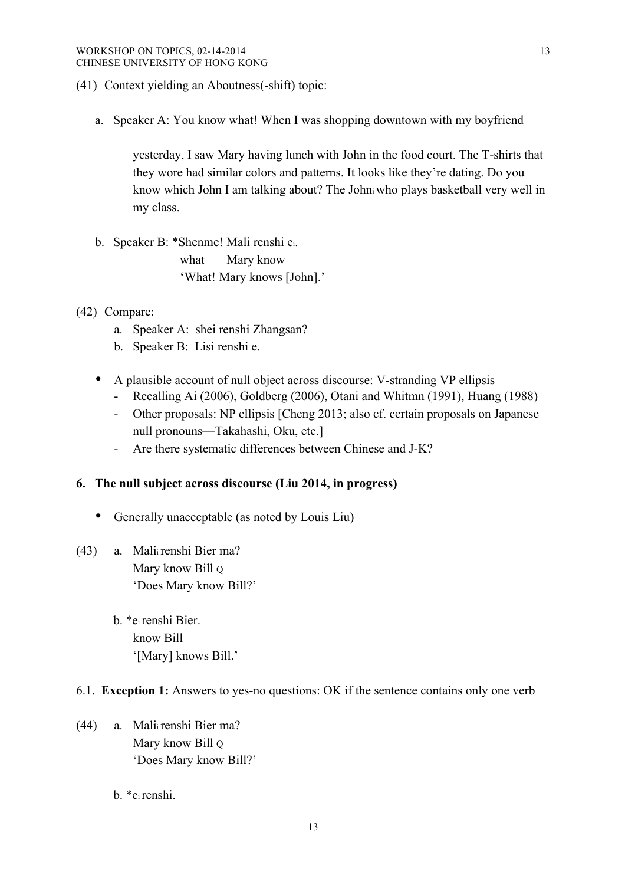(41) Context yielding an Aboutness(-shift) topic:

a. Speaker A: You know what! When I was shopping downtown with my boyfriend

   yesterday, I saw Mary having lunch with John in the food court. The T-shirts that they wore had similar colors and patterns. It looks like they're dating. Do you know which John I am talking about? The John$_i$ who plays basketball very well in my class.

b. Speaker B: *Shenme! Mali renshi e$_i$.
   what Mary know
   'What! Mary knows [John].'

(42) Compare:

a. Speaker A: shei renshi Zhangsan?
b. Speaker B: Lisi renshi e.

- A plausible account of null object across discourse: V-stranding VP ellipsis
  - Recalling Ai (2006), Goldberg (2006), Otani and Whitmn (1991), Huang (1988)
  - Other proposals: NP ellipsis [Cheng 2013; also cf. certain proposals on Japanese null pronouns—Takahashi, Oku, etc.]
  - Are there systematic differences between Chinese and J-K?

## 6. The null subject across discourse (Liu 2014, in progress)

- Generally unacceptable (as noted by Louis Liu)

(43) a. Mali$_i$ renshi Bier ma?
   Mary know Bill Q
   'Does Mary know Bill?'

b. *e$_i$ renshi Bier.
   know Bill
   '[Mary] knows Bill.'

6.1. **Exception 1:** Answers to yes-no questions: OK if the sentence contains only one verb

(44) a. Mali$_i$ renshi Bier ma?
   Mary know Bill Q
   'Does Mary know Bill?'

b. *e$_i$ renshi.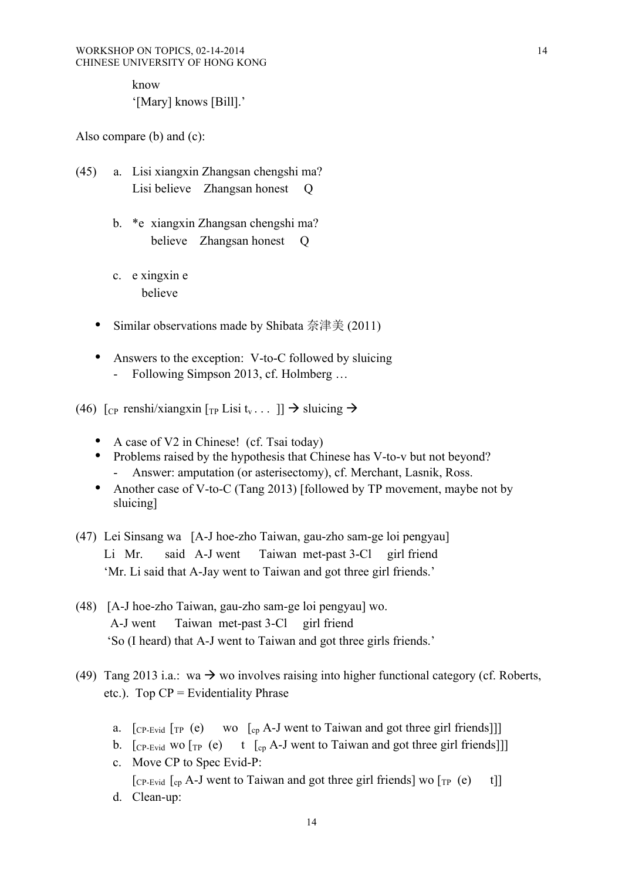know
'[Mary] knows [Bill].'

Also compare (b) and (c):

(45) a. Lisi xiangxin Zhangsan chengshi ma?
Lisi believe Zhangsan honest Q

b. *e xiangxin Zhangsan chengshi ma?
believe Zhangsan honest Q

c. e xingxin e
believe

- Similar observations made by Shibata 奈津美 (2011)

- Answers to the exception: V-to-C followed by sluicing
  - Following Simpson 2013, cf. Holmberg …

(46) [$_{CP}$ renshi/xiangxin [$_{TP}$ Lisi $t_v$ . . . ]] → sluicing →

- A case of V2 in Chinese! (cf. Tsai today)
- Problems raised by the hypothesis that Chinese has V-to-v but not beyond?
  - Answer: amputation (or asterisectomy), cf. Merchant, Lasnik, Ross.
- Another case of V-to-C (Tang 2013) [followed by TP movement, maybe not by sluicing]

(47) Lei Sinsang wa [A-J hoe-zho Taiwan, gau-zho sam-ge loi pengyau]
Li Mr. said A-J went Taiwan met-past 3-Cl girl friend
'Mr. Li said that A-Jay went to Taiwan and got three girl friends.'

(48) [A-J hoe-zho Taiwan, gau-zho sam-ge loi pengyau] wo.
A-J went Taiwan met-past 3-Cl girl friend
'So (I heard) that A-J went to Taiwan and got three girls friends.'

(49) Tang 2013 i.a.: wa → wo involves raising into higher functional category (cf. Roberts, etc.). Top CP = Evidentiality Phrase

a. [$_{CP\text{-}Evid}$ [$_{TP}$ (e) wo [$_{cp}$ A-J went to Taiwan and got three girl friends]]]
b. [$_{CP\text{-}Evid}$ wo [$_{TP}$ (e) t [$_{cp}$ A-J went to Taiwan and got three girl friends]]]
c. Move CP to Spec Evid-P:
[$_{CP\text{-}Evid}$ [$_{cp}$ A-J went to Taiwan and got three girl friends] wo [$_{TP}$ (e) t]]
d. Clean-up: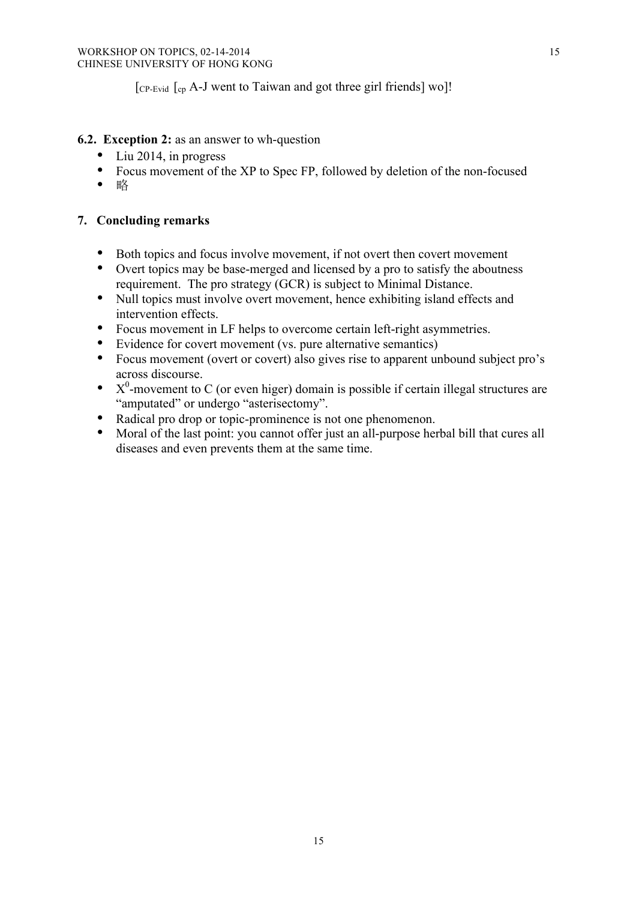[$_{\text{CP-Evid}}$ [$_{\text{cp}}$ A-J went to Taiwan and got three girl friends] wo]!

### 6.2. Exception 2: as an answer to wh-question

- Liu 2014, in progress
- Focus movement of the XP to Spec FP, followed by deletion of the non-focused
- 略

## 7. Concluding remarks

- Both topics and focus involve movement, if not overt then covert movement
- Overt topics may be base-merged and licensed by a pro to satisfy the aboutness requirement. The pro strategy (GCR) is subject to Minimal Distance.
- Null topics must involve overt movement, hence exhibiting island effects and intervention effects.
- Focus movement in LF helps to overcome certain left-right asymmetries.
- Evidence for covert movement (vs. pure alternative semantics)
- Focus movement (overt or covert) also gives rise to apparent unbound subject pro's across discourse.
- $X^0$-movement to C (or even higer) domain is possible if certain illegal structures are "amputated" or undergo "asterisectomy".
- Radical pro drop or topic-prominence is not one phenomenon.
- Moral of the last point: you cannot offer just an all-purpose herbal bill that cures all diseases and even prevents them at the same time.